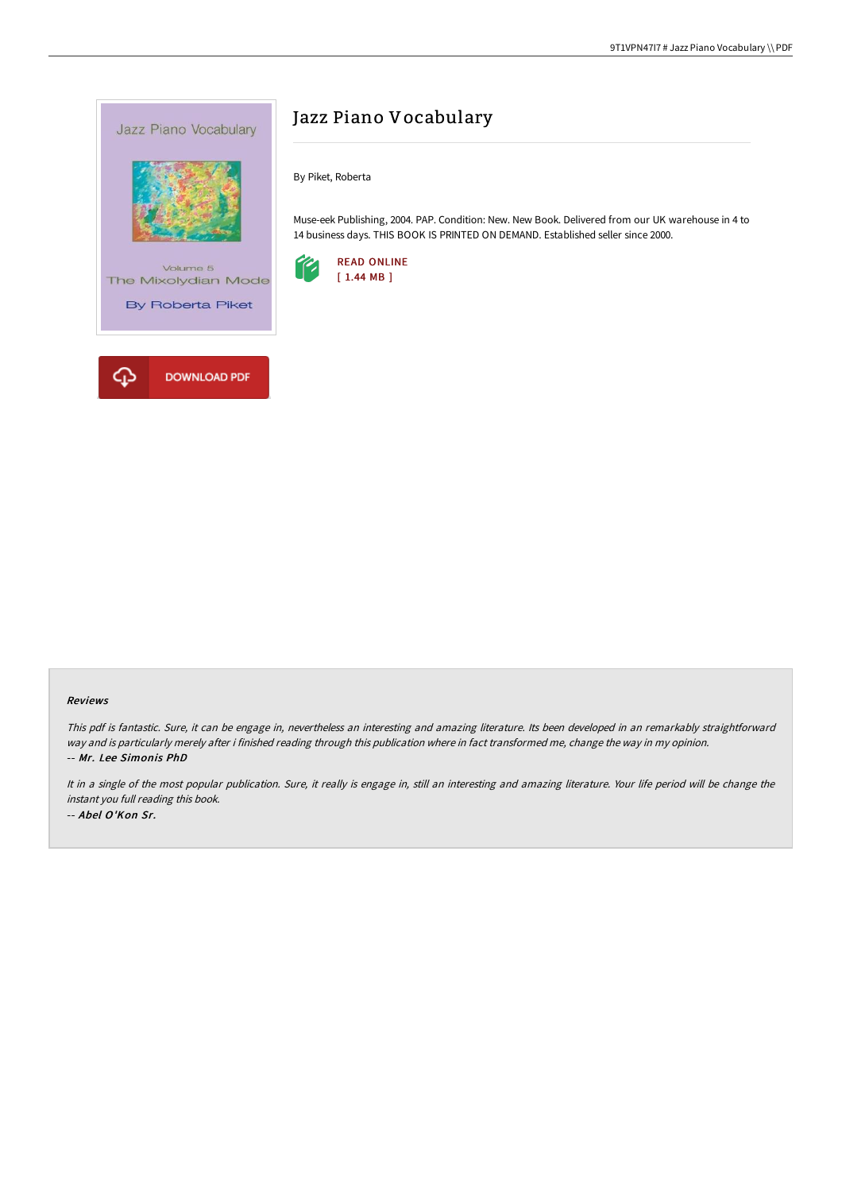# Jazz Piano Vocabulary

By Piket, Roberta

Muse-eek Publishing, 2004. PAP. Condition: New. New Book. Delivered from our UK warehouse in 4 to 14 business days. THIS BOOK IS PRINTED ON DEMAND. Established seller since 2000.

READ ONLINE
[ 1.44 MB ]

DOWNLOAD PDF

### Reviews

*This pdf is fantastic. Sure, it can be engage in, nevertheless an interesting and amazing literature. Its been developed in an remarkably straightforward way and is particularly merely after i finished reading through this publication where in fact transformed me, change the way in my opinion.*

*-- **Mr. Lee Simonis PhD***

*It in a single of the most popular publication. Sure, it really is engage in, still an interesting and amazing literature. Your life period will be change the instant you full reading this book.*

*-- **Abel O'Kon Sr.***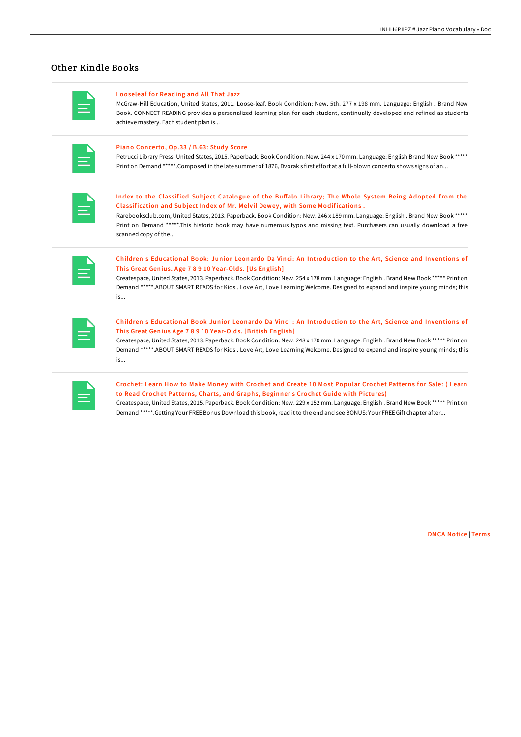## Other Kindle Books

### Looseleaf for Reading and All That Jazz

McGraw-Hill Education, United States, 2011. Loose-leaf. Book Condition: New. 5th. 277 x 198 mm. Language: English . Brand New Book. CONNECT READING provides a personalized learning plan for each student, continually developed and refined as students achieve mastery. Each student plan is...

### Piano Concerto, Op.33 / B.63: Study Score

Petrucci Library Press, United States, 2015. Paperback. Book Condition: New. 244 x 170 mm. Language: English Brand New Book ***** Print on Demand *****.Composed in the late summer of 1876, Dvorak s first effort at a full-blown concerto shows signs of an...

### Index to the Classified Subject Catalogue of the Buffalo Library; The Whole System Being Adopted from the Classification and Subject Index of Mr. Melvil Dewey, with Some Modifications .

Rarebooksclub.com, United States, 2013. Paperback. Book Condition: New. 246 x 189 mm. Language: English . Brand New Book ***** Print on Demand *****.This historic book may have numerous typos and missing text. Purchasers can usually download a free scanned copy of the...

### Children s Educational Book: Junior Leonardo Da Vinci: An Introduction to the Art, Science and Inventions of This Great Genius. Age 7 8 9 10 Year-Olds. [Us English]

Createspace, United States, 2013. Paperback. Book Condition: New. 254 x 178 mm. Language: English . Brand New Book ***** Print on Demand *****.ABOUT SMART READS for Kids . Love Art, Love Learning Welcome. Designed to expand and inspire young minds; this is...

### Children s Educational Book Junior Leonardo Da Vinci : An Introduction to the Art, Science and Inventions of This Great Genius Age 7 8 9 10 Year-Olds. [British English]

Createspace, United States, 2013. Paperback. Book Condition: New. 248 x 170 mm. Language: English . Brand New Book ***** Print on Demand *****.ABOUT SMART READS for Kids . Love Art, Love Learning Welcome. Designed to expand and inspire young minds; this is...

### Crochet: Learn How to Make Money with Crochet and Create 10 Most Popular Crochet Patterns for Sale: ( Learn to Read Crochet Patterns, Charts, and Graphs, Beginner s Crochet Guide with Pictures)

Createspace, United States, 2015. Paperback. Book Condition: New. 229 x 152 mm. Language: English . Brand New Book ***** Print on Demand *****.Getting Your FREE Bonus Download this book, read it to the end and see BONUS: Your FREE Gift chapter after...

DMCA Notice | Terms